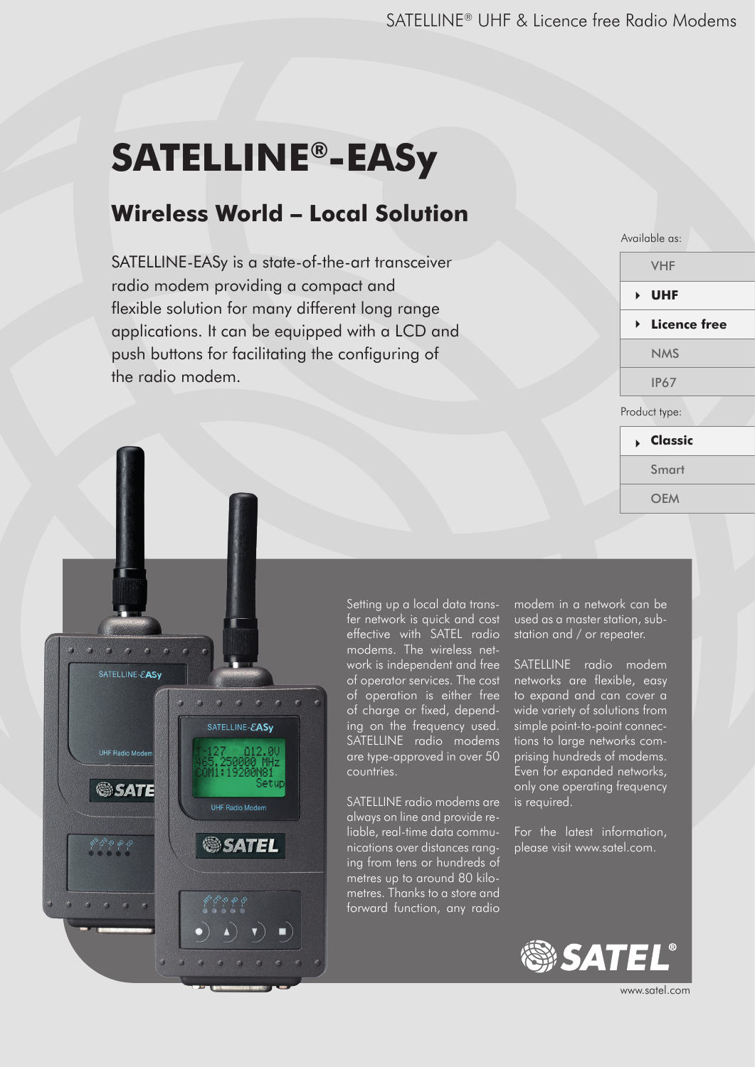# SATELLINE®-EASy

## Wireless World – Local Solution

SATELLINE-EASy is a state-of-the-art transceiver radio modem providing a compact and flexible solution for many different long range applications. It can be equipped with a LCD and push buttons for facilitating the configuring of the radio modem.

Available as:

- VHF
- **UHF**
- **Licence free**
- NMS
- IP67

Product type:

- **Classic**
- Smart
- OEM

Setting up a local data transfer network is quick and cost effective with SATEL radio modems. The wireless network is independent and free of operator services. The cost of operation is either free of charge or fixed, depending on the frequency used. SATELLINE radio modems are type-approved in over 50 countries.

SATELLINE radio modems are always on line and provide reliable, real-time data communications over distances ranging from tens or hundreds of metres up to around 80 kilometres. Thanks to a store and forward function, any radio modem in a network can be used as a master station, substation and / or repeater.

SATELLINE radio modem networks are flexible, easy to expand and can cover a wide variety of solutions from simple point-to-point connections to large networks comprising hundreds of modems. Even for expanded networks, only one operating frequency is required.

For the latest information, please visit www.satel.com.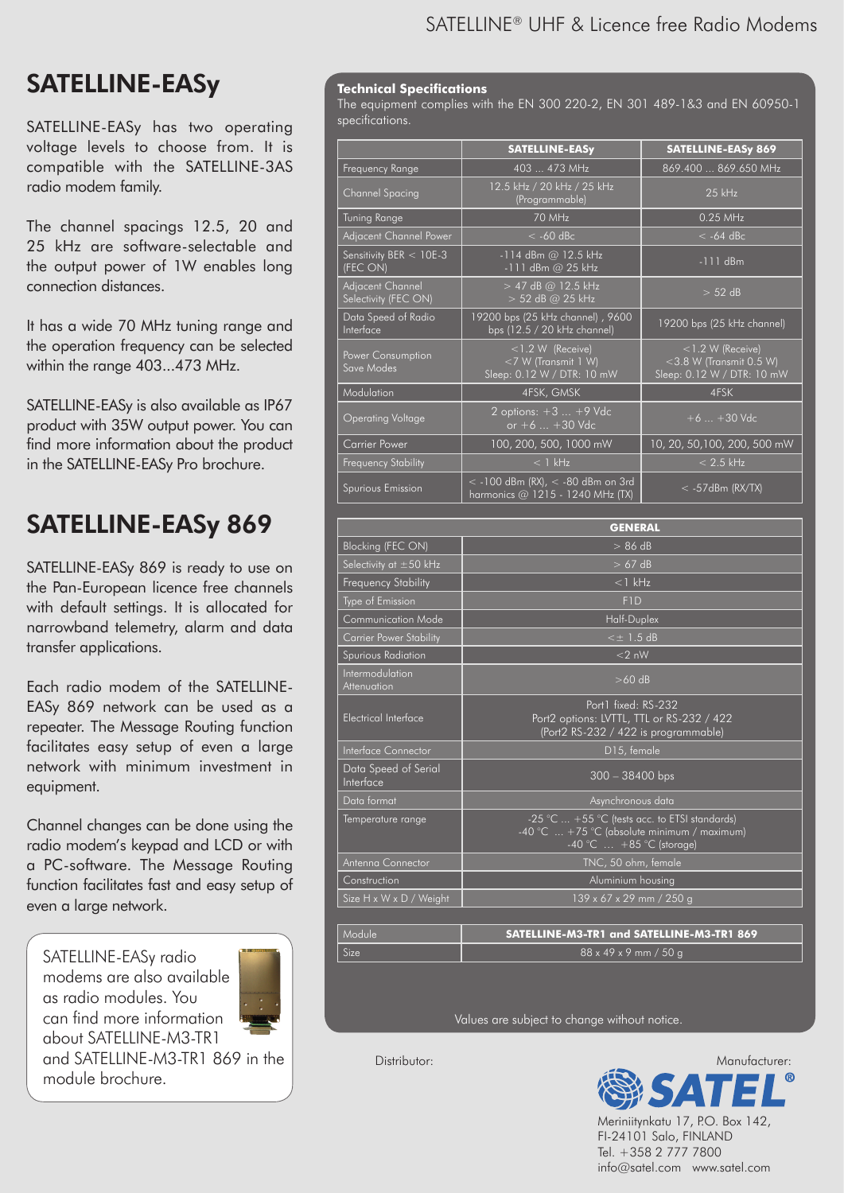# SATELLINE-EASy

SATELLINE-EASy has two operating voltage levels to choose from. It is compatible with the SATELLINE-3AS radio modem family.

The channel spacings 12.5, 20 and 25 kHz are software-selectable and the output power of 1W enables long connection distances.

It has a wide 70 MHz tuning range and the operation frequency can be selected within the range 403...473 MHz.

SATELLINE-EASy is also available as IP67 product with 35W output power. You can find more information about the product in the SATELLINE-EASy Pro brochure.

# SATELLINE-EASy 869

SATELLINE-EASy 869 is ready to use on the Pan-European licence free channels with default settings. It is allocated for narrowband telemetry, alarm and data transfer applications.

Each radio modem of the SATELLINE-EASy 869 network can be used as a repeater. The Message Routing function facilitates easy setup of even a large network with minimum investment in equipment.

Channel changes can be done using the radio modem's keypad and LCD or with a PC-software. The Message Routing function facilitates fast and easy setup of even a large network.

SATELLINE-EASy radio modems are also available as radio modules. You can find more information about SATELLINE-M3-TR1 and SATELLINE-M3-TR1 869 in the module brochure.

**Technical Specifications**

The equipment complies with the EN 300 220-2, EN 301 489-1&3 and EN 60950-1 specifications.

| | SATELLINE-EASy | SATELLINE-EASy 869 |
|---|---|---|
| Frequency Range | 403 ... 473 MHz | 869.400 ... 869.650 MHz |
| Channel Spacing | 12.5 kHz / 20 kHz / 25 kHz (Programmable) | 25 kHz |
| Tuning Range | 70 MHz | 0.25 MHz |
| Adjacent Channel Power | < -60 dBc | < -64 dBc |
| Sensitivity BER < 10E-3 (FEC ON) | -114 dBm @ 12.5 kHz<br>-111 dBm @ 25 kHz | -111 dBm |
| Adjacent Channel Selectivity (FEC ON) | > 47 dB @ 12.5 kHz<br>> 52 dB @ 25 kHz | > 52 dB |
| Data Speed of Radio Interface | 19200 bps (25 kHz channel) , 9600 bps (12.5 / 20 kHz channel) | 19200 bps (25 kHz channel) |
| Power Consumption Save Modes | <1.2 W (Receive)<br><7 W (Transmit 1 W)<br>Sleep: 0.12 W / DTR: 10 mW | <1.2 W (Receive)<br><3.8 W (Transmit 0.5 W)<br>Sleep: 0.12 W / DTR: 10 mW |
| Modulation | 4FSK, GMSK | 4FSK |
| Operating Voltage | 2 options: +3 ... +9 Vdc or +6 ... +30 Vdc | +6 ... +30 Vdc |
| Carrier Power | 100, 200, 500, 1000 mW | 10, 20, 50,100, 200, 500 mW |
| Frequency Stability | < 1 kHz | < 2.5 kHz |
| Spurious Emission | < -100 dBm (RX), < -80 dBm on 3rd harmonics @ 1215 - 1240 MHz (TX) | < -57dBm (RX/TX) |

| | GENERAL |
|---|---|
| Blocking (FEC ON) | > 86 dB |
| Selectivity at ±50 kHz | > 67 dB |
| Frequency Stability | <1 kHz |
| Type of Emission | F1D |
| Communication Mode | Half-Duplex |
| Carrier Power Stability | <± 1.5 dB |
| Spurious Radiation | <2 nW |
| Intermodulation Attenuation | >60 dB |
| Electrical Interface | Port1 fixed: RS-232<br>Port2 options: LVTTL, TTL or RS-232 / 422<br>(Port2 RS-232 / 422 is programmable) |
| Interface Connector | D15, female |
| Data Speed of Serial Interface | 300 – 38400 bps |
| Data format | Asynchronous data |
| Temperature range | -25 °C ... +55 °C (tests acc. to ETSI standards)<br>-40 °C ... +75 °C (absolute minimum / maximum)<br>-40 °C ... +85 °C (storage) |
| Antenna Connector | TNC, 50 ohm, female |
| Construction | Aluminium housing |
| Size H x W x D / Weight | 139 x 67 x 29 mm / 250 g |

| Module | SATELLINE-M3-TR1 and SATELLINE-M3-TR1 869 |
|---|---|
| Size | 88 x 49 x 9 mm / 50 g |

Values are subject to change without notice.

Distributor:

Manufacturer:

SATEL®

Meriniitynkatu 17, P.O. Box 142,
FI-24101 Salo, FINLAND
Tel. +358 2 777 7800
info@satel.com www.satel.com